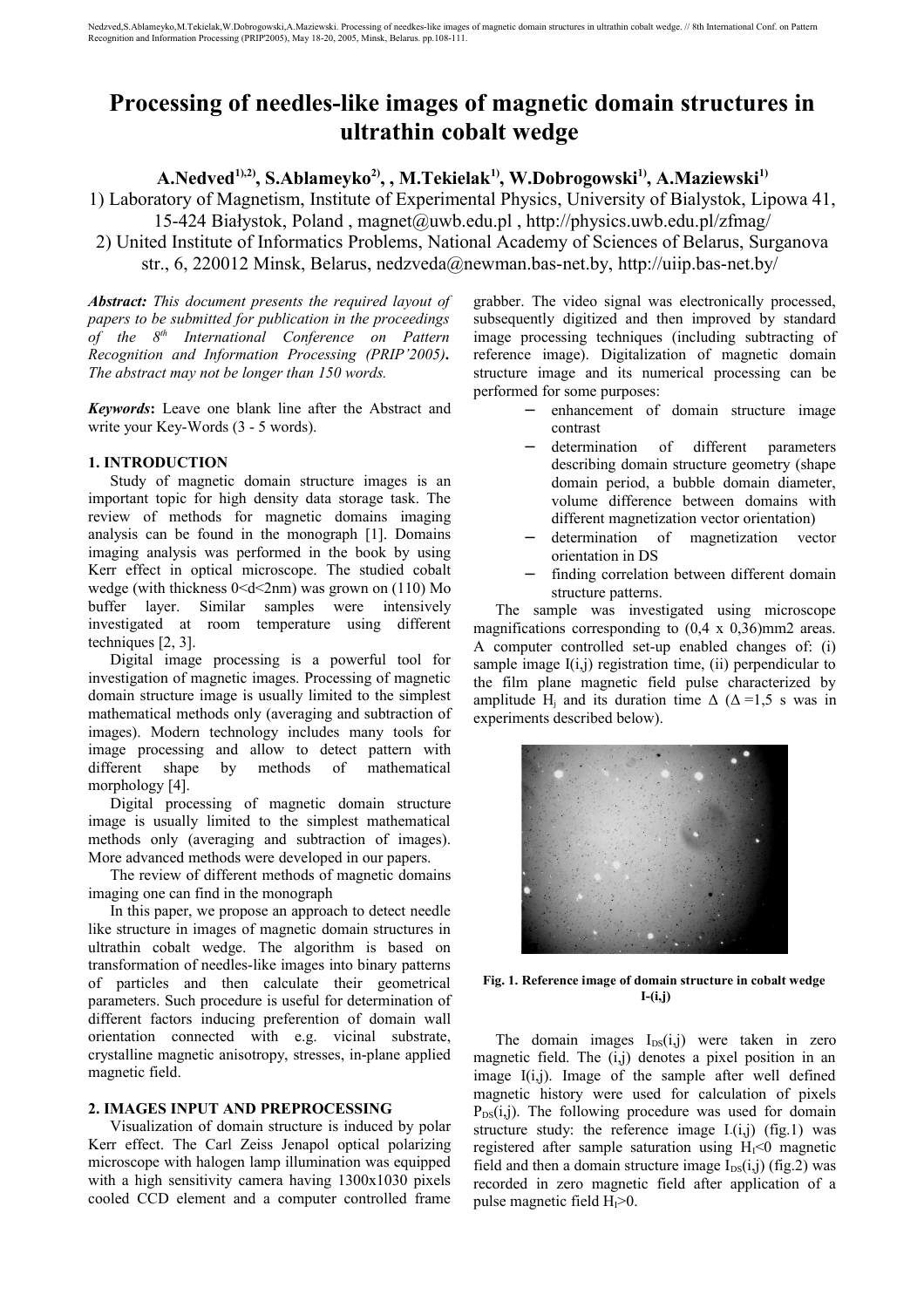Nedzved,S.Ablameyko,M.Tekielak,W.Dobrogowski,A.Maziewski. Processing of needkes-like images of magnetic domain structures in ultrathin cobalt wedge. // 8th International Conf. on Pattern Recognition and Information Processing (PRIP'2005), May 18-20, 2005, Minsk, Belarus. pp.108-111.

# Processing of needles-like images of magnetic domain structures in ultrathin cobalt wedge

**A.Nedved[1),2)], S.Ablameyko[2)], , M.Tekielak[1)], W.Dobrogowski[1)], A.Maziewski[1)]**

1) Laboratory of Magnetism, Institute of Experimental Physics, University of Bialystok, Lipowa 41, 15-424 Białystok, Poland , magnet@uwb.edu.pl , http://physics.uwb.edu.pl/zfmag/

2) United Institute of Informatics Problems, National Academy of Sciences of Belarus, Surganova str., 6, 220012 Minsk, Belarus, nedzveda@newman.bas-net.by, http://uiip.bas-net.by/

***Abstract:*** *This document presents the required layout of papers to be submitted for publication in the proceedings of the 8th International Conference on Pattern Recognition and Information Processing (PRIP'2005)***.** *The abstract may not be longer than 150 words.*

***Keywords*****:** Leave one blank line after the Abstract and write your Key-Words (3 - 5 words).

## 1. INTRODUCTION

Study of magnetic domain structure images is an important topic for high density data storage task. The review of methods for magnetic domains imaging analysis can be found in the monograph [1]. Domains imaging analysis was performed in the book by using Kerr effect in optical microscope. The studied cobalt wedge (with thickness 0<d<2nm) was grown on (110) Mo buffer layer. Similar samples were intensively investigated at room temperature using different techniques [2, 3].

Digital image processing is a powerful tool for investigation of magnetic images. Processing of magnetic domain structure image is usually limited to the simplest mathematical methods only (averaging and subtraction of images). Modern technology includes many tools for image processing and allow to detect pattern with different shape by methods of mathematical morphology [4].

Digital processing of magnetic domain structure image is usually limited to the simplest mathematical methods only (averaging and subtraction of images). More advanced methods were developed in our papers.

The review of different methods of magnetic domains imaging one can find in the monograph

In this paper, we propose an approach to detect needle like structure in images of magnetic domain structures in ultrathin cobalt wedge. The algorithm is based on transformation of needles-like images into binary patterns of particles and then calculate their geometrical parameters. Such procedure is useful for determination of different factors inducing preferention of domain wall orientation connected with e.g. vicinal substrate, crystalline magnetic anisotropy, stresses, in-plane applied magnetic field.

## 2. IMAGES INPUT AND PREPROCESSING

Visualization of domain structure is induced by polar Kerr effect. The Carl Zeiss Jenapol optical polarizing microscope with halogen lamp illumination was equipped with a high sensitivity camera having 1300x1030 pixels cooled CCD element and a computer controlled frame grabber. The video signal was electronically processed, subsequently digitized and then improved by standard image processing techniques (including subtracting of reference image). Digitalization of magnetic domain structure image and its numerical processing can be performed for some purposes:

- enhancement of domain structure image contrast
- determination of different parameters describing domain structure geometry (shape domain period, a bubble domain diameter, volume difference between domains with different magnetization vector orientation)
- determination of magnetization vector orientation in DS
- finding correlation between different domain structure patterns.

The sample was investigated using microscope magnifications corresponding to (0,4 x 0,36)mm2 areas. A computer controlled set-up enabled changes of: (i) sample image I(i,j) registration time, (ii) perpendicular to the film plane magnetic field pulse characterized by amplitude $H_j$ and its duration time $\Delta$ ($\Delta$ =1,5 s was in experiments described below).

**Fig. 1. Reference image of domain structure in cobalt wedge I-(i,j)**

The domain images $I_{DS}(i,j)$ were taken in zero magnetic field. The (i,j) denotes a pixel position in an image I(i,j). Image of the sample after well defined magnetic history were used for calculation of pixels $P_{DS}(i,j)$. The following procedure was used for domain structure study: the reference image $I_-(i,j)$ (fig.1) was registered after sample saturation using $H_I$<0 magnetic field and then a domain structure image $I_{DS}(i,j)$ (fig.2) was recorded in zero magnetic field after application of a pulse magnetic field $H_I$>0.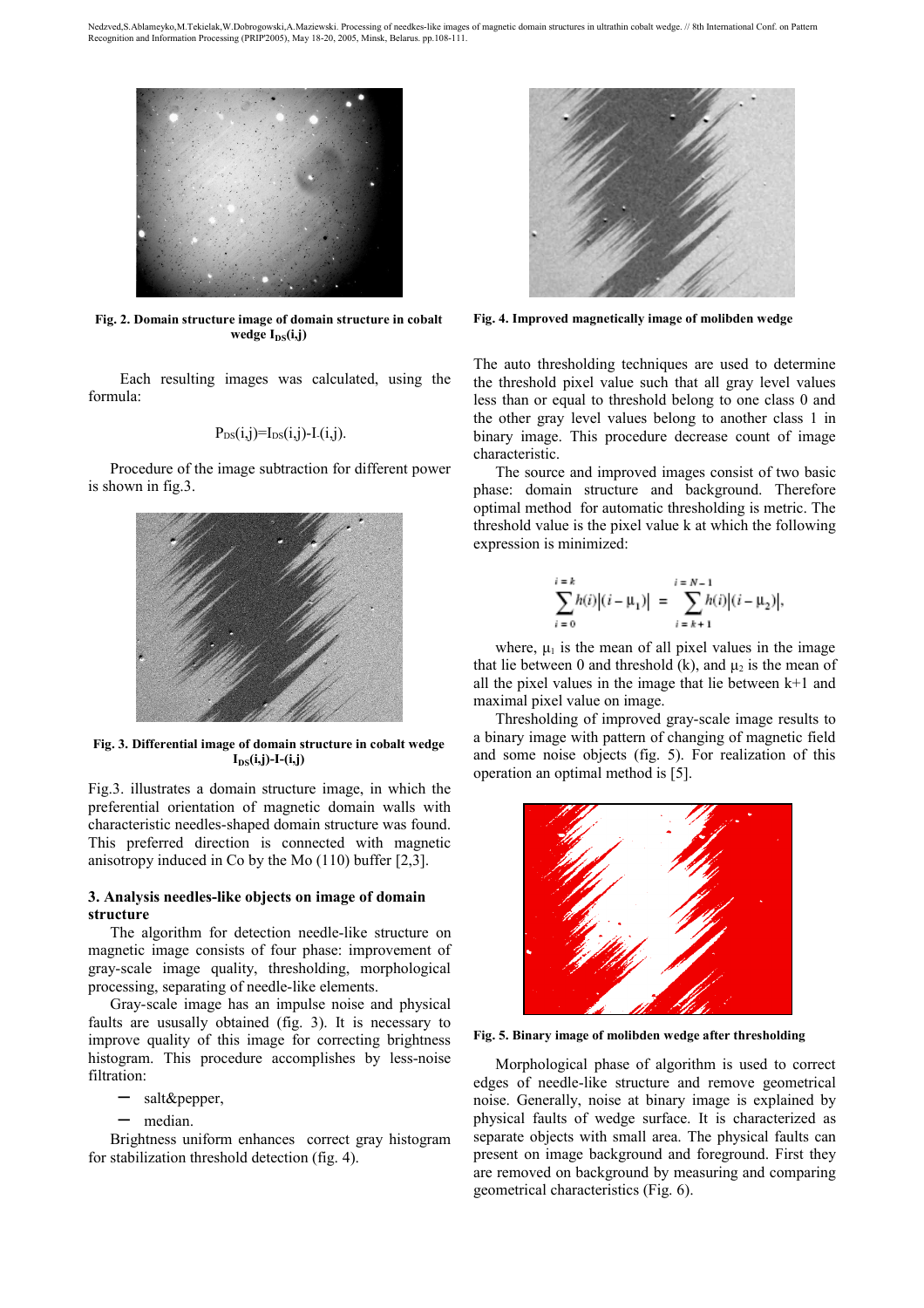Fig. 2. Domain structure image of domain structure in cobalt wedge $I_{DS}(i,j)$

Each resulting images was calculated, using the formula:

$$P_{DS}(i,j)=I_{DS}(i,j)-I(i,j).$$

Procedure of the image subtraction for different power is shown in fig.3.

Fig. 3. Differential image of domain structure in cobalt wedge $I_{DS}(i,j)-I(i,j)$

Fig.3. illustrates a domain structure image, in which the preferential orientation of magnetic domain walls with characteristic needles-shaped domain structure was found. This preferred direction is connected with magnetic anisotropy induced in Co by the Mo (110) buffer [2,3].

### 3. Analysis needles-like objects on image of domain structure

The algorithm for detection needle-like structure on magnetic image consists of four phase: improvement of gray-scale image quality, thresholding, morphological processing, separating of needle-like elements.

Gray-scale image has an impulse noise and physical faults are ususally obtained (fig. 3). It is necessary to improve quality of this image for correcting brightness histogram. This procedure accomplishes by less-noise filtration:

- salt&pepper,
- median.

Brightness uniform enhances correct gray histogram for stabilization threshold detection (fig. 4).

Fig. 4. Improved magnetically image of molibden wedge

The auto thresholding techniques are used to determine the threshold pixel value such that all gray level values less than or equal to threshold belong to one class 0 and the other gray level values belong to another class 1 in binary image. This procedure decrease count of image characteristic.

The source and improved images consist of two basic phase: domain structure and background. Therefore optimal method for automatic thresholding is metric. The threshold value is the pixel value k at which the following expression is minimized:

$$\sum_{i=0}^{i=k} h(i)\left|(i-\mu_1)\right| = \sum_{i=k+1}^{i=N-1} h(i)\left|(i-\mu_2)\right|,$$

where, $\mu_1$ is the mean of all pixel values in the image that lie between 0 and threshold (k), and $\mu_2$ is the mean of all the pixel values in the image that lie between k+1 and maximal pixel value on image.

Thresholding of improved gray-scale image results to a binary image with pattern of changing of magnetic field and some noise objects (fig. 5). For realization of this operation an optimal method is [5].

Fig. 5. Binary image of molibden wedge after thresholding

Morphological phase of algorithm is used to correct edges of needle-like structure and remove geometrical noise. Generally, noise at binary image is explained by physical faults of wedge surface. It is characterized as separate objects with small area. The physical faults can present on image background and foreground. First they are removed on background by measuring and comparing geometrical characteristics (Fig. 6).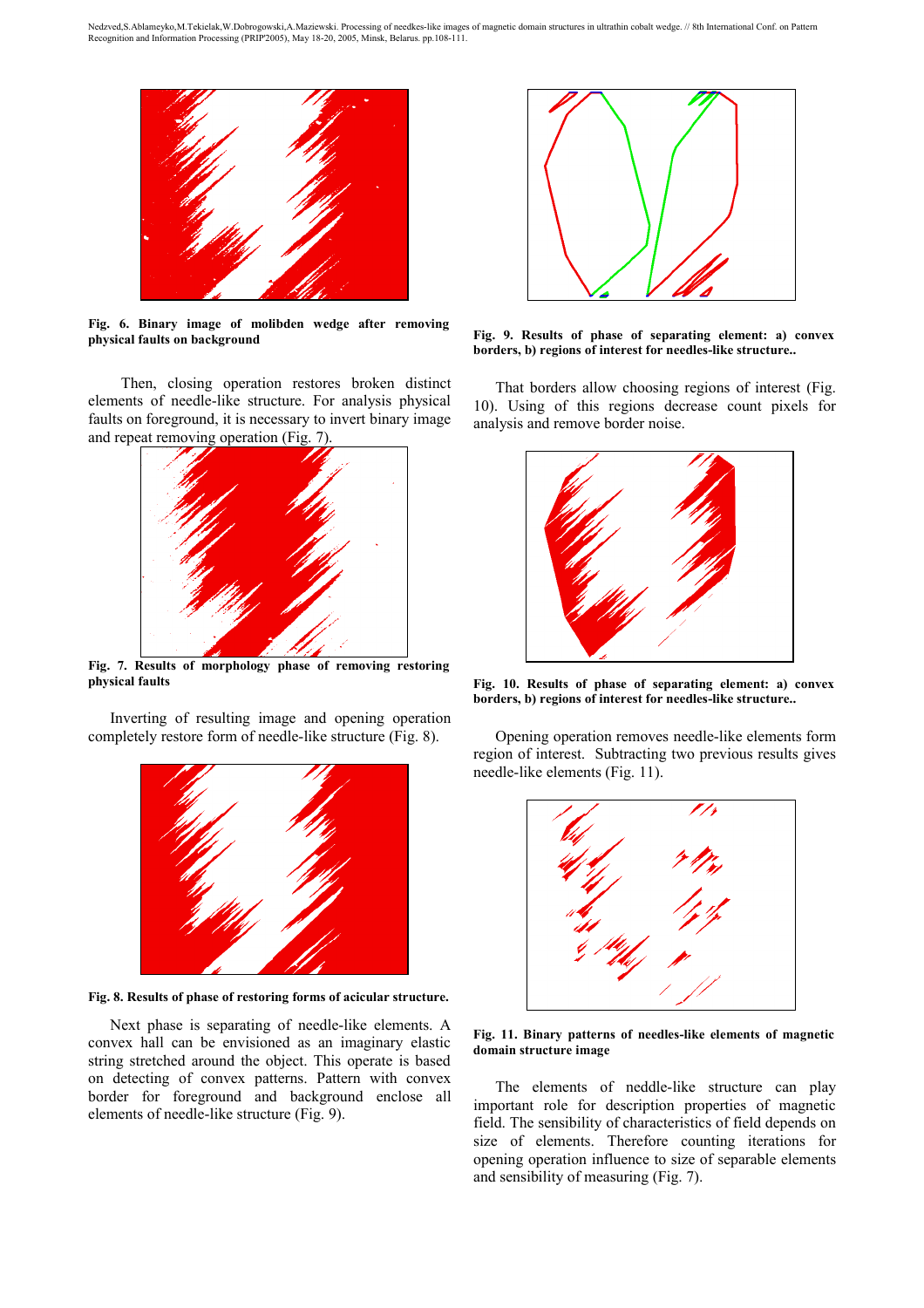**Fig. 6. Binary image of molibden wedge after removing physical faults on background**

Then, closing operation restores broken distinct elements of needle-like structure. For analysis physical faults on foreground, it is necessary to invert binary image and repeat removing operation (Fig. 7).

**Fig. 7. Results of morphology phase of removing restoring physical faults**

Inverting of resulting image and opening operation completely restore form of needle-like structure (Fig. 8).

**Fig. 8. Results of phase of restoring forms of acicular structure.**

Next phase is separating of needle-like elements. A convex hall can be envisioned as an imaginary elastic string stretched around the object. This operate is based on detecting of convex patterns. Pattern with convex border for foreground and background enclose all elements of needle-like structure (Fig. 9).

**Fig. 9. Results of phase of separating element: a) convex borders, b) regions of interest for needles-like structure..**

That borders allow choosing regions of interest (Fig. 10). Using of this regions decrease count pixels for analysis and remove border noise.

**Fig. 10. Results of phase of separating element: a) convex borders, b) regions of interest for needles-like structure..**

Opening operation removes needle-like elements form region of interest. Subtracting two previous results gives needle-like elements (Fig. 11).

**Fig. 11. Binary patterns of needles-like elements of magnetic domain structure image**

The elements of neddle-like structure can play important role for description properties of magnetic field. The sensibility of characteristics of field depends on size of elements. Therefore counting iterations for opening operation influence to size of separable elements and sensibility of measuring (Fig. 7).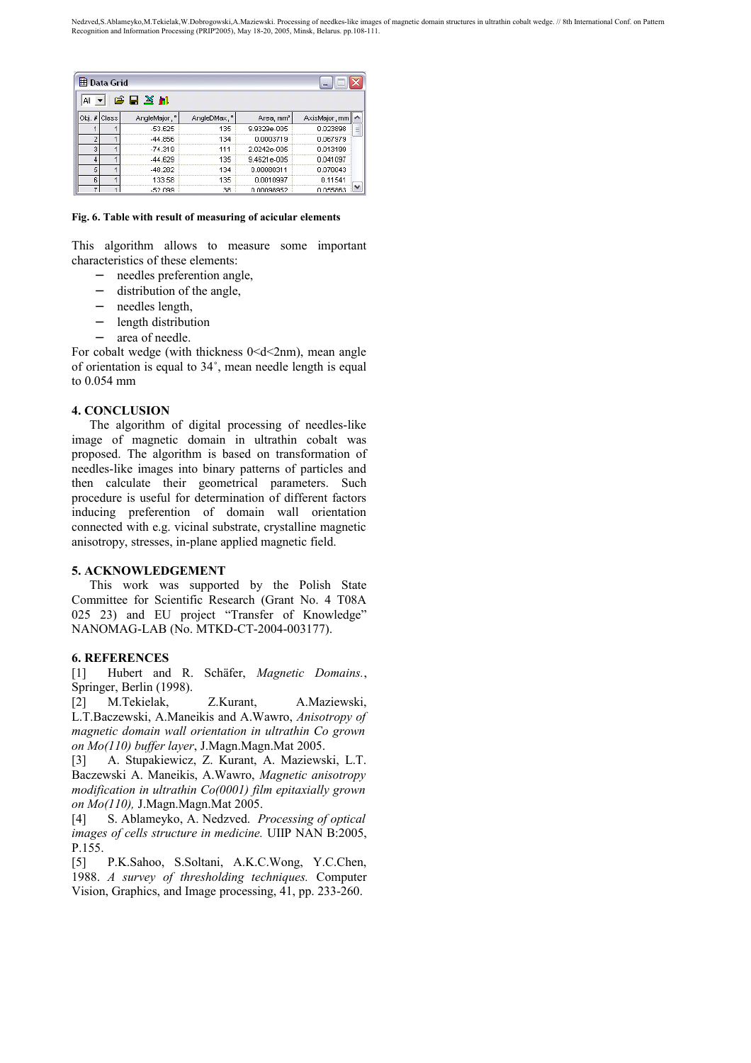| Obj. # | Class | AngleMajor, ° | AngleDMax, ° | Area, mm² | AxisMajor, mm |
|---|---|---|---|---|---|
| 1 | 1 | -53.625 | 135 | 9.9329e-005 | 0.023898 |
| 2 | 1 | -44.656 | 134 | 0.0003719 | 0.067979 |
| 3 | 1 | -74.319 | 111 | 2.0242e-005 | 0.013199 |
| 4 | 1 | -44.629 | 135 | 9.4621e-005 | 0.041097 |
| 5 | 1 | -48.282 | 134 | 0.00080311 | 0.070043 |
| 6 | 1 | 133.58 | 135 | 0.0010997 | 0.11541 |
| 7 | 1 | -52.098 | 36 | 0.00098952 | 0.055863 |

**Fig. 6. Table with result of measuring of acicular elements**

This algorithm allows to measure some important characteristics of these elements:

- needles preferention angle,
- distribution of the angle,
- needles length,
- length distribution
- area of needle.

For cobalt wedge (with thickness 0<d<2nm), mean angle of orientation is equal to 34˚, mean needle length is equal to 0.054 mm

## 4. CONCLUSION

The algorithm of digital processing of needles-like image of magnetic domain in ultrathin cobalt was proposed. The algorithm is based on transformation of needles-like images into binary patterns of particles and then calculate their geometrical parameters. Such procedure is useful for determination of different factors inducing preferention of domain wall orientation connected with e.g. vicinal substrate, crystalline magnetic anisotropy, stresses, in-plane applied magnetic field.

## 5. ACKNOWLEDGEMENT

This work was supported by the Polish State Committee for Scientific Research (Grant No. 4 T08A 025 23) and EU project "Transfer of Knowledge" NANOMAG-LAB (No. MTKD-CT-2004-003177).

## 6. REFERENCES

[1] Hubert and R. Schäfer, *Magnetic Domains.*, Springer, Berlin (1998).

[2] M.Tekielak, Z.Kurant, A.Maziewski, L.T.Baczewski, A.Maneikis and A.Wawro, *Anisotropy of magnetic domain wall orientation in ultrathin Co grown on Mo(110) buffer layer*, J.Magn.Magn.Mat 2005.

[3] A. Stupakiewicz, Z. Kurant, A. Maziewski, L.T. Baczewski A. Maneikis, A.Wawro, *Magnetic anisotropy modification in ultrathin Co(0001) film epitaxially grown on Mo(110),* J.Magn.Magn.Mat 2005.

[4] S. Ablameyko, A. Nedzved. *Processing of optical images of cells structure in medicine.* UIIP NAN B:2005, P.155.

[5] P.K.Sahoo, S.Soltani, A.K.C.Wong, Y.C.Chen, 1988. *A survey of thresholding techniques.* Computer Vision, Graphics, and Image processing, 41, pp. 233-260.